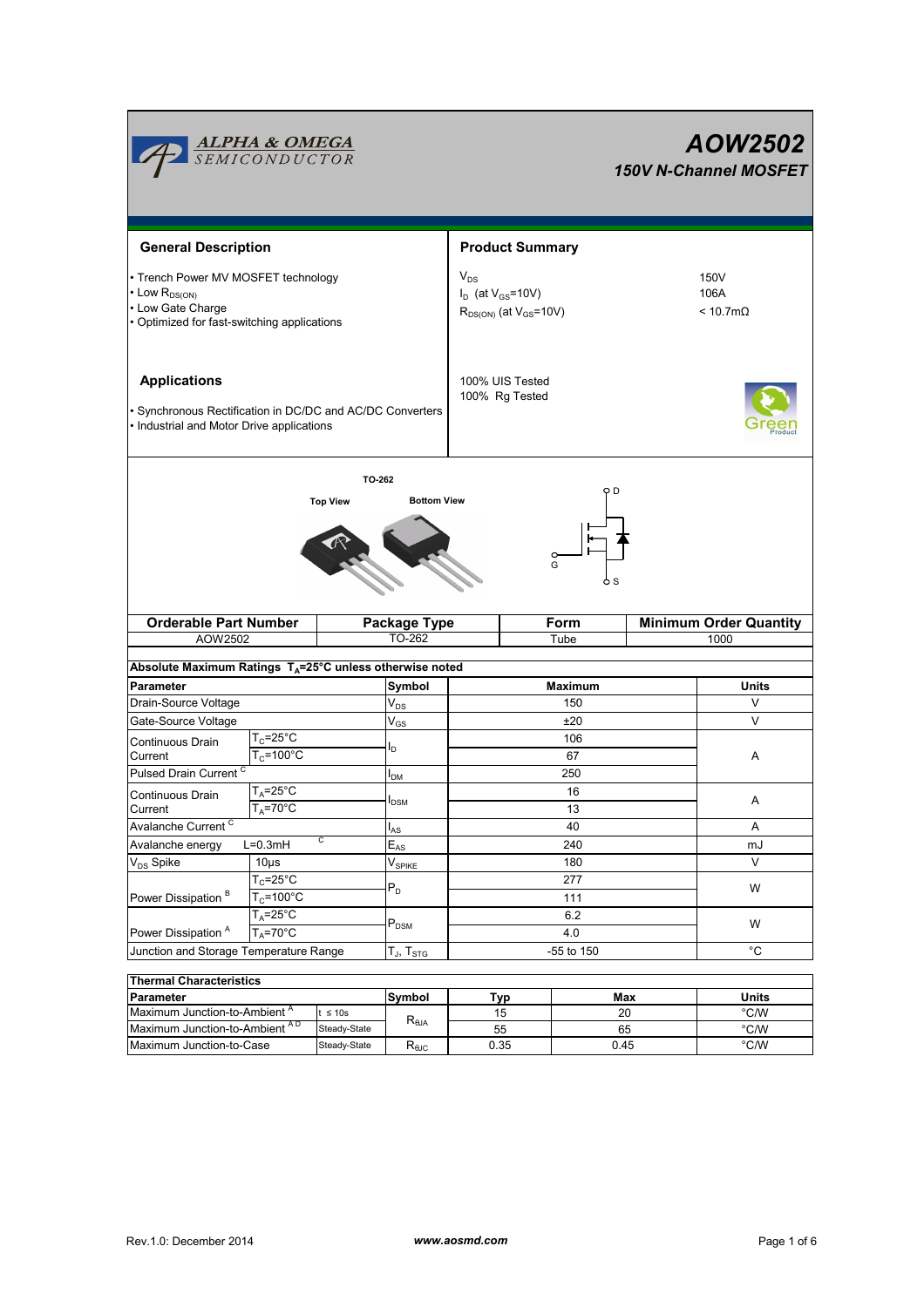# AOW2502

*150V N-Channel MOSFET*

## General Description

- Trench Power MV MOSFET technology
- Low $R_{DS(ON)}$
- Low Gate Charge
- Optimized for fast-switching applications

## Product Summary

| | |
|---|---|
| $V_{DS}$ | 150V |
| $I_D$ (at $V_{GS}$=10V) | 106A |
| $R_{DS(ON)}$ (at $V_{GS}$=10V) | < 10.7mΩ |

100% UIS Tested
100% Rg Tested

## Applications

- Synchronous Rectification in DC/DC and AC/DC Converters
- Industrial and Motor Drive applications

TO-262

Top View | Bottom View

| Orderable Part Number | Package Type | Form | Minimum Order Quantity |
|---|---|---|---|
| AOW2502 | TO-262 | Tube | 1000 |

**Absolute Maximum Ratings $T_A$=25°C unless otherwise noted**

| Parameter | | Symbol | Maximum | Units |
|---|---|---|---|---|
| Drain-Source Voltage | | $V_{DS}$ | 150 | V |
| Gate-Source Voltage | | $V_{GS}$ | ±20 | V |
| Continuous Drain Current | $T_C$=25°C | $I_D$ | 106 | A |
| | $T_C$=100°C | | 67 | |
| Pulsed Drain Current [C] | | $I_{DM}$ | 250 | |
| Continuous Drain Current | $T_A$=25°C | $I_{DSM}$ | 16 | A |
| | $T_A$=70°C | | 13 | |
| Avalanche Current [C] | | $I_{AS}$ | 40 | A |
| Avalanche energy | L=0.3mH [C] | $E_{AS}$ | 240 | mJ |
| $V_{DS}$ Spike | 10µs | $V_{SPIKE}$ | 180 | V |
| Power Dissipation [B] | $T_C$=25°C | $P_D$ | 277 | W |
| | $T_C$=100°C | | 111 | |
| Power Dissipation [A] | $T_A$=25°C | $P_{DSM}$ | 6.2 | W |
| | $T_A$=70°C | | 4.0 | |
| Junction and Storage Temperature Range | | $T_J$, $T_{STG}$ | -55 to 150 | °C |

**Thermal Characteristics**

| Parameter | | Symbol | Typ | Max | Units |
|---|---|---|---|---|---|
| Maximum Junction-to-Ambient [A] | t ≤ 10s | $R_{\theta JA}$ | 15 | 20 | °C/W |
| Maximum Junction-to-Ambient [A D] | Steady-State | | 55 | 65 | °C/W |
| Maximum Junction-to-Case | Steady-State | $R_{\theta JC}$ | 0.35 | 0.45 | °C/W |

Rev.1.0: December 2014 www.aosmd.com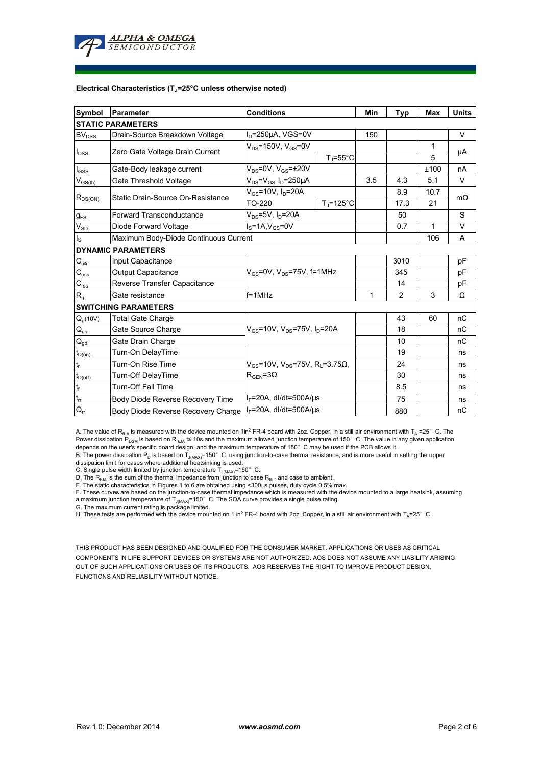### Electrical Characteristics ($T_J$=25°C unless otherwise noted)

| Symbol | Parameter | Conditions | | Min | Typ | Max | Units |
|---|---|---|---|---|---|---|---|
| **STATIC PARAMETERS** | | | | | | | |
| $BV_{DSS}$ | Drain-Source Breakdown Voltage | $I_D$=250µA, VGS=0V | | 150 | | | V |
| $I_{DSS}$ | Zero Gate Voltage Drain Current | $V_{DS}$=150V, $V_{GS}$=0V | | | | 1 | µA |
| | | | $T_J$=55°C | | | 5 | |
| $I_{GSS}$ | Gate-Body leakage current | $V_{DS}$=0V, $V_{GS}$=±20V | | | | ±100 | nA |
| $V_{GS(th)}$ | Gate Threshold Voltage | $V_{DS}$=$V_{GS}$, $I_D$=250µA | | 3.5 | 4.3 | 5.1 | V |
| $R_{DS(ON)}$ | Static Drain-Source On-Resistance | $V_{GS}$=10V, $I_D$=20A | | | 8.9 | 10.7 | mΩ |
| | | TO-220 | $T_J$=125°C | | 17.3 | 21 | |
| $g_{FS}$ | Forward Transconductance | $V_{DS}$=5V, $I_D$=20A | | | 50 | | S |
| $V_{SD}$ | Diode Forward Voltage | $I_S$=1A,$V_{GS}$=0V | | | 0.7 | 1 | V |
| $I_S$ | Maximum Body-Diode Continuous Current | | | | | 106 | A |
| **DYNAMIC PARAMETERS** | | | | | | | |
| $C_{iss}$ | Input Capacitance | $V_{GS}$=0V, $V_{DS}$=75V, f=1MHz | | | 3010 | | pF |
| $C_{oss}$ | Output Capacitance | | | | 345 | | pF |
| $C_{rss}$ | Reverse Transfer Capacitance | | | | 14 | | pF |
| $R_g$ | Gate resistance | f=1MHz | | 1 | 2 | 3 | Ω |
| **SWITCHING PARAMETERS** | | | | | | | |
| $Q_g$(10V) | Total Gate Charge | $V_{GS}$=10V, $V_{DS}$=75V, $I_D$=20A | | | 43 | 60 | nC |
| $Q_{gs}$ | Gate Source Charge | | | | 18 | | nC |
| $Q_{gd}$ | Gate Drain Charge | | | | 10 | | nC |
| $t_{D(on)}$ | Turn-On DelayTime | $V_{GS}$=10V, $V_{DS}$=75V, $R_L$=3.75Ω, $R_{GEN}$=3Ω | | | 19 | | ns |
| $t_r$ | Turn-On Rise Time | | | | 24 | | ns |
| $t_{D(off)}$ | Turn-Off DelayTime | | | | 30 | | ns |
| $t_f$ | Turn-Off Fall Time | | | | 8.5 | | ns |
| $t_{rr}$ | Body Diode Reverse Recovery Time | $I_F$=20A, dI/dt=500A/µs | | | 75 | | ns |
| $Q_{rr}$ | Body Diode Reverse Recovery Charge | $I_F$=20A, dI/dt=500A/µs | | | 880 | | nC |

A. The value of $R_{\theta JA}$ is measured with the device mounted on 1in$^2$ FR-4 board with 2oz. Copper, in a still air environment with $T_A$ =25° C. The Power dissipation $P_{DSM}$ is based on R $_{\theta JA}$ t≤ 10s and the maximum allowed junction temperature of 150° C. The value in any given application depends on the user's specific board design, and the maximum temperature of 150° C may be used if the PCB allows it.
B. The power dissipation $P_D$ is based on $T_{J(MAX)}$=150° C, using junction-to-case thermal resistance, and is more useful in setting the upper dissipation limit for cases where additional heatsinking is used.
C. Single pulse width limited by junction temperature $T_{J(MAX)}$=150° C.
D. The $R_{\theta JA}$ is the sum of the thermal impedance from junction to case $R_{\theta JC}$ and case to ambient.
E. The static characteristics in Figures 1 to 6 are obtained using <300µs pulses, duty cycle 0.5% max.
F. These curves are based on the junction-to-case thermal impedance which is measured with the device mounted to a large heatsink, assuming a maximum junction temperature of $T_{J(MAX)}$=150° C. The SOA curve provides a single pulse rating.
G. The maximum current rating is package limited.
H. These tests are performed with the device mounted on 1 in$^2$ FR-4 board with 2oz. Copper, in a still air environment with $T_A$=25° C.

THIS PRODUCT HAS BEEN DESIGNED AND QUALIFIED FOR THE CONSUMER MARKET. APPLICATIONS OR USES AS CRITICAL COMPONENTS IN LIFE SUPPORT DEVICES OR SYSTEMS ARE NOT AUTHORIZED. AOS DOES NOT ASSUME ANY LIABILITY ARISING OUT OF SUCH APPLICATIONS OR USES OF ITS PRODUCTS. AOS RESERVES THE RIGHT TO IMPROVE PRODUCT DESIGN, FUNCTIONS AND RELIABILITY WITHOUT NOTICE.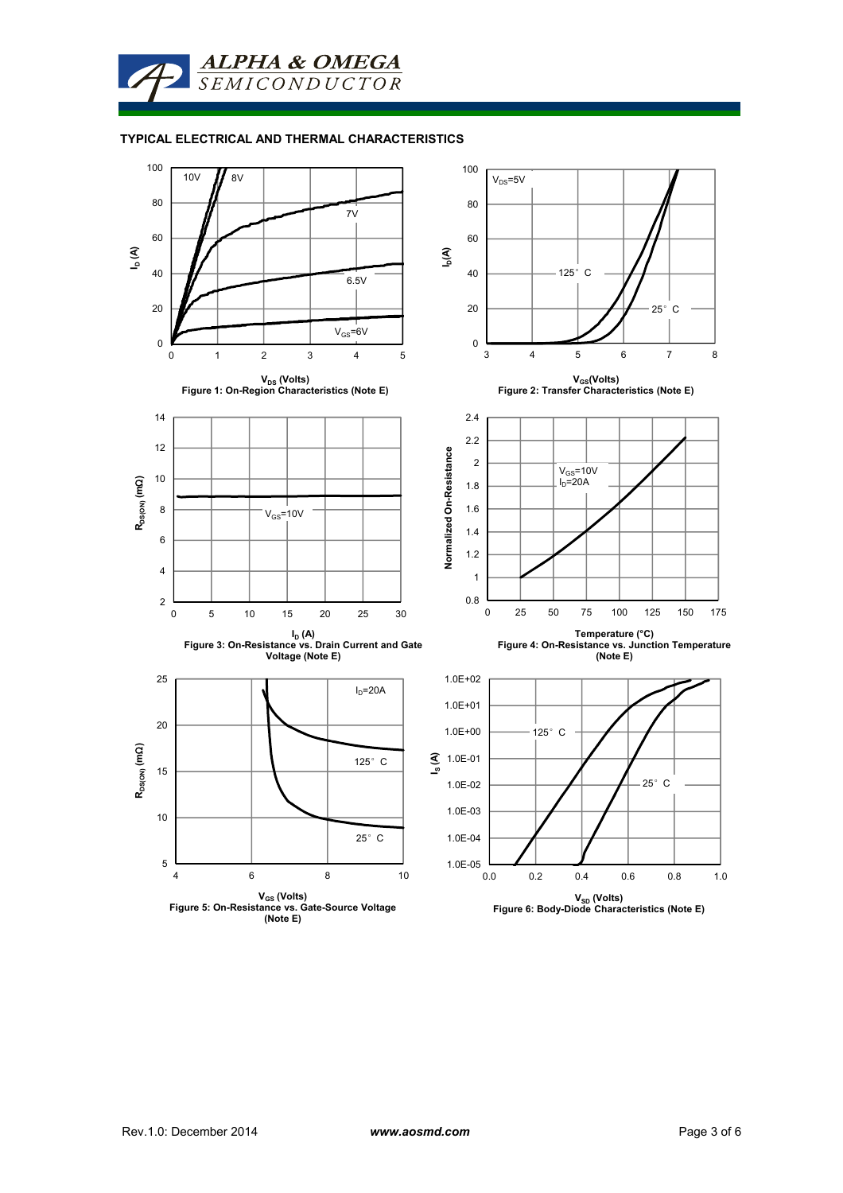### TYPICAL ELECTRICAL AND THERMAL CHARACTERISTICS

Figure 1: On-Region Characteristics (Note E)

Figure 2: Transfer Characteristics (Note E)

Figure 3: On-Resistance vs. Drain Current and Gate Voltage (Note E)

Figure 4: On-Resistance vs. Junction Temperature (Note E)

Figure 5: On-Resistance vs. Gate-Source Voltage (Note E)

Figure 6: Body-Diode Characteristics (Note E)

Rev.1.0: December 2014 *www.aosmd.com*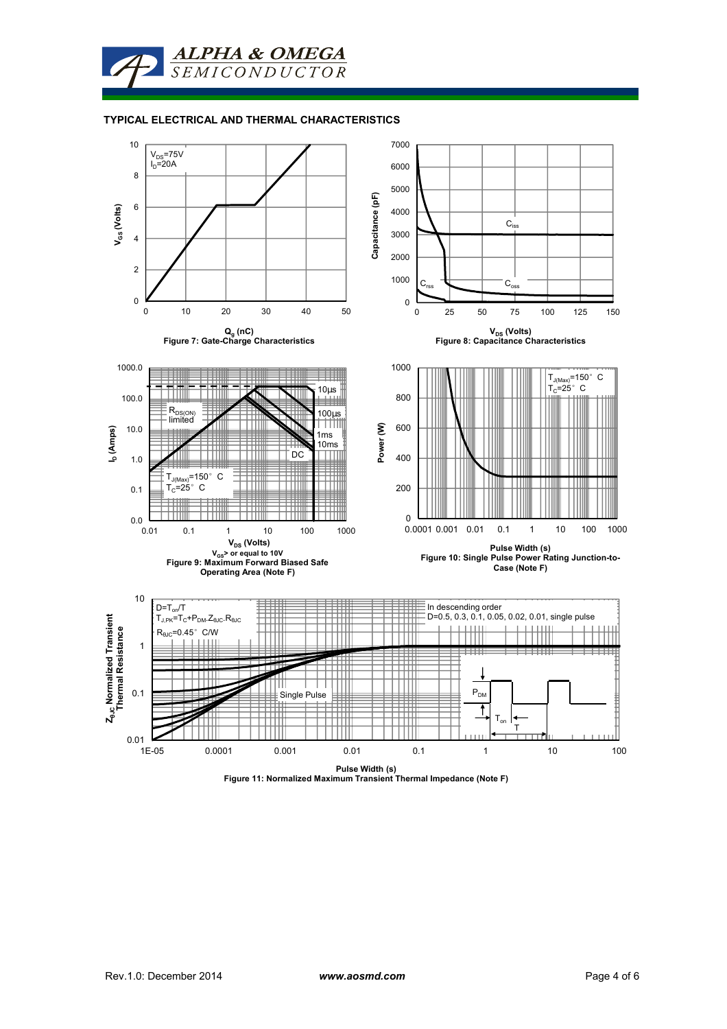## TYPICAL ELECTRICAL AND THERMAL CHARACTERISTICS

$V_{DS}$=75V
$I_D$=20A

$V_{GS}$ (Volts)

$Q_g$ (nC)

Figure 7: Gate-Charge Characteristics

$C_{iss}$

$C_{oss}$

$C_{rss}$

Capacitance (pF)

$V_{DS}$ (Volts)

Figure 8: Capacitance Characteristics

10µs

100µs

1ms

10ms

DC

$R_{DS(ON)}$ limited

$T_{J(Max)}$=150° C
$T_C$=25° C

$I_D$ (Amps)

$V_{DS}$ (Volts)

$V_{GS}$> or equal to 10V

Figure 9: Maximum Forward Biased Safe Operating Area (Note F)

$T_{J(Max)}$=150° C
$T_C$=25° C

Power (W)

Pulse Width (s)

Figure 10: Single Pulse Power Rating Junction-to-Case (Note F)

$D=T_{on}/T$
$T_{J,PK}=T_C+P_{DM}.Z_{\theta JC}.R_{\theta JC}$
$R_{\theta JC}$=0.45° C/W

In descending order
D=0.5, 0.3, 0.1, 0.05, 0.02, 0.01, single pulse

Single Pulse

$P_{DM}$

$T_{on}$

T

$Z_{\theta JC}$ Normalized Transient Thermal Resistance

Pulse Width (s)

Figure 11: Normalized Maximum Transient Thermal Impedance (Note F)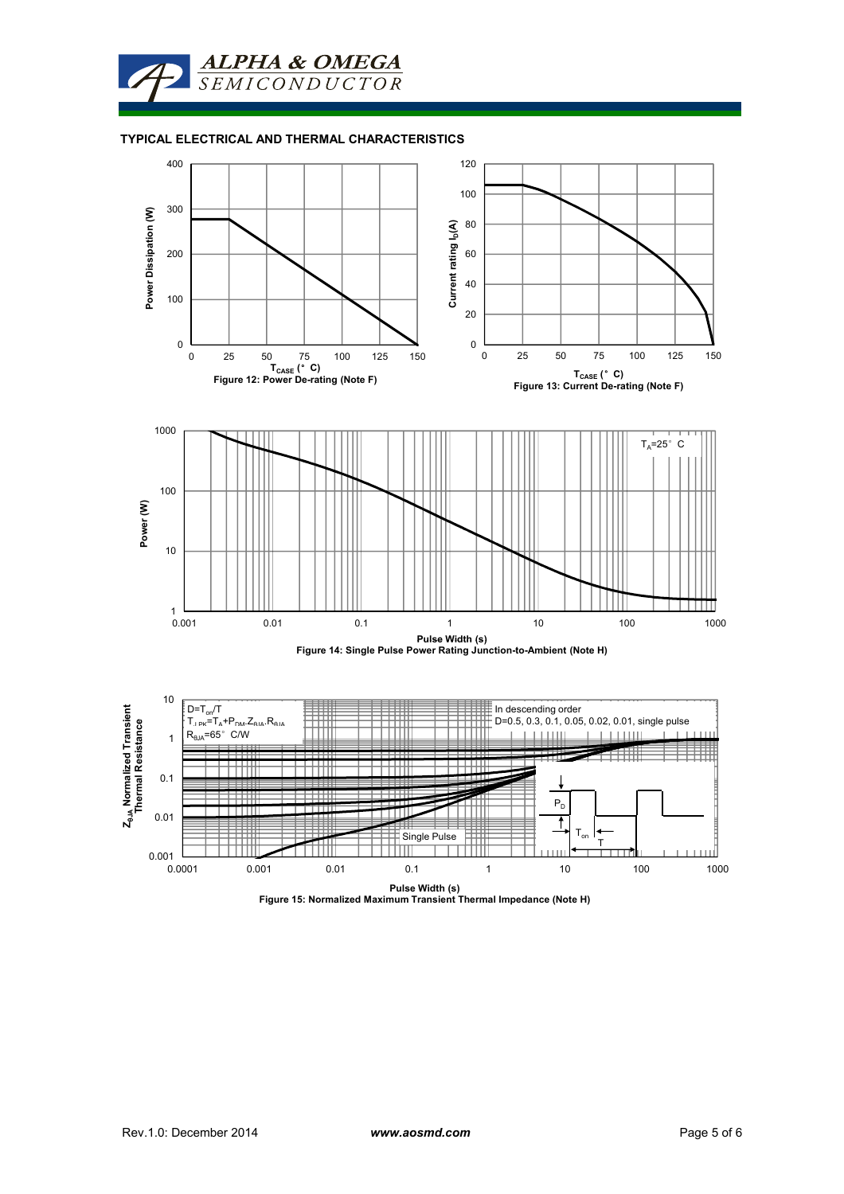## TYPICAL ELECTRICAL AND THERMAL CHARACTERISTICS

Figure 12: Power De-rating (Note F)

Figure 13: Current De-rating (Note F)

Figure 14: Single Pulse Power Rating Junction-to-Ambient (Note H)

Figure 15: Normalized Maximum Transient Thermal Impedance (Note H)

$D = T_{on}/T$

$T_{J,PK} = T_A + P_{DM} \cdot Z_{\theta JA} \cdot R_{\theta JA}$

$R_{\theta JA} = 65°C/W$

In descending order D=0.5, 0.3, 0.1, 0.05, 0.02, 0.01, single pulse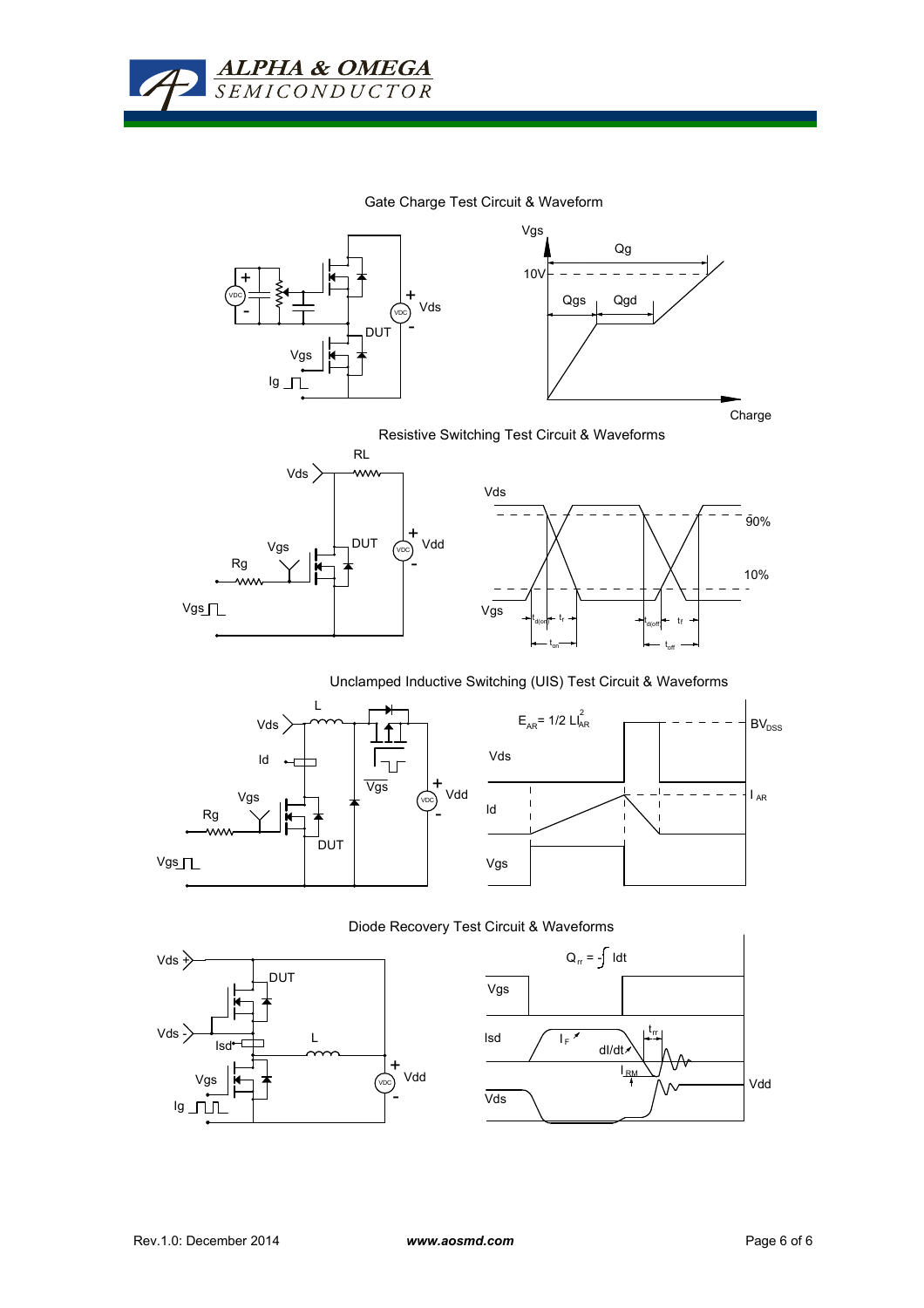## Gate Charge Test Circuit & Waveform

VDC
Vds
DUT
Vgs
Ig

Vgs
Qg
10V
Qgs
Qgd
Charge

## Resistive Switching Test Circuit & Waveforms

RL
Vds
Vgs
DUT
Rg
Vdd
Vgs

Vds
90%
10%
Vgs
$t_{d(on)}$
$t_r$
$t_{on}$
$t_{d(off)}$
$t_f$
$t_{off}$

## Unclamped Inductive Switching (UIS) Test Circuit & Waveforms

L
Vds
Id
Vgs
Rg
Vgs
DUT
Vdd

$E_{AR} = 1/2\ L I_{AR}^2$
$BV_{DSS}$
Vds
Id
$I_{AR}$
Vgs

## Diode Recovery Test Circuit & Waveforms

Vds +
DUT
Vds -
Isd
L
Vgs
Ig
Vdd

$Q_{rr} = -\int Idt$
Vgs
Isd
$I_F$
dI/dt
$t_{rr}$
$I_{RM}$
Vds
Vdd